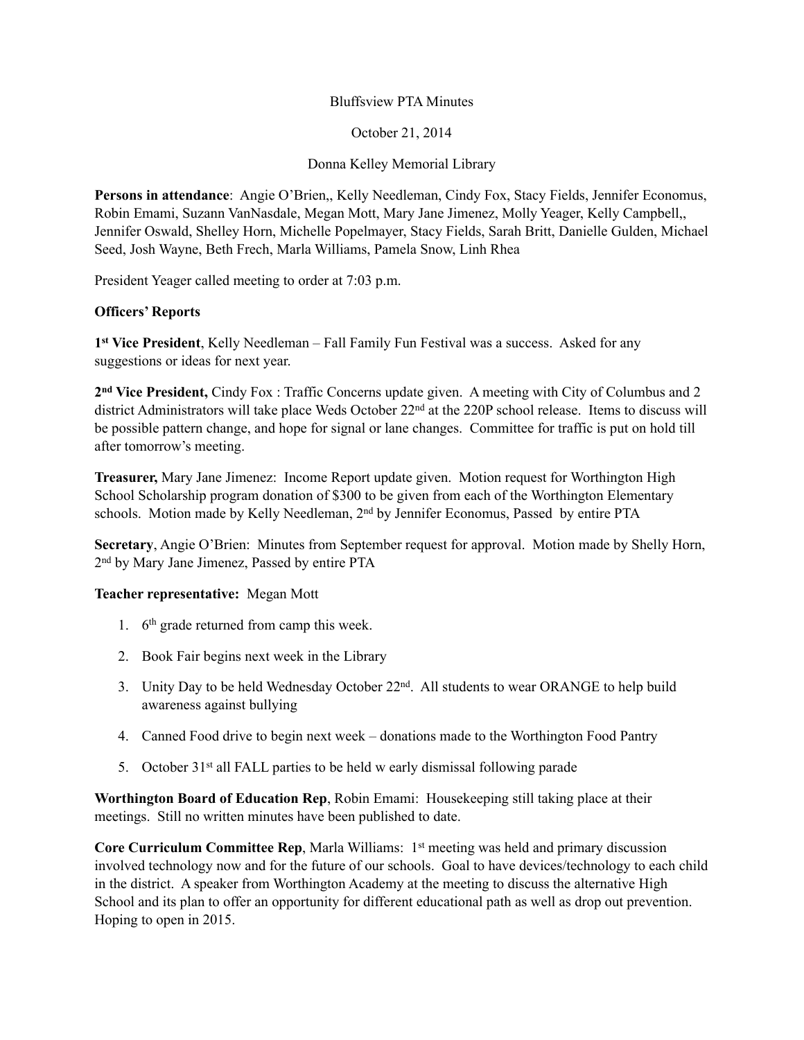Bluffsview PTA Minutes

October 21, 2014

Donna Kelley Memorial Library

**Persons in attendance**: Angie O'Brien,, Kelly Needleman, Cindy Fox, Stacy Fields, Jennifer Economus, Robin Emami, Suzann VanNasdale, Megan Mott, Mary Jane Jimenez, Molly Yeager, Kelly Campbell,, Jennifer Oswald, Shelley Horn, Michelle Popelmayer, Stacy Fields, Sarah Britt, Danielle Gulden, Michael Seed, Josh Wayne, Beth Frech, Marla Williams, Pamela Snow, Linh Rhea

President Yeager called meeting to order at 7:03 p.m.

**Officers' Reports**

**1st Vice President**, Kelly Needleman – Fall Family Fun Festival was a success. Asked for any suggestions or ideas for next year.

**2nd Vice President,** Cindy Fox : Traffic Concerns update given. A meeting with City of Columbus and 2 district Administrators will take place Weds October 22nd at the 220P school release. Items to discuss will be possible pattern change, and hope for signal or lane changes. Committee for traffic is put on hold till after tomorrow's meeting.

**Treasurer,** Mary Jane Jimenez: Income Report update given. Motion request for Worthington High School Scholarship program donation of $300 to be given from each of the Worthington Elementary schools. Motion made by Kelly Needleman, 2nd by Jennifer Economus, Passed by entire PTA

**Secretary**, Angie O'Brien: Minutes from September request for approval. Motion made by Shelly Horn, 2nd by Mary Jane Jimenez, Passed by entire PTA

**Teacher representative:** Megan Mott

1. 6th grade returned from camp this week.
2. Book Fair begins next week in the Library
3. Unity Day to be held Wednesday October 22nd. All students to wear ORANGE to help build awareness against bullying
4. Canned Food drive to begin next week – donations made to the Worthington Food Pantry
5. October 31st all FALL parties to be held w early dismissal following parade

**Worthington Board of Education Rep**, Robin Emami: Housekeeping still taking place at their meetings. Still no written minutes have been published to date.

**Core Curriculum Committee Rep**, Marla Williams: 1st meeting was held and primary discussion involved technology now and for the future of our schools. Goal to have devices/technology to each child in the district. A speaker from Worthington Academy at the meeting to discuss the alternative High School and its plan to offer an opportunity for different educational path as well as drop out prevention. Hoping to open in 2015.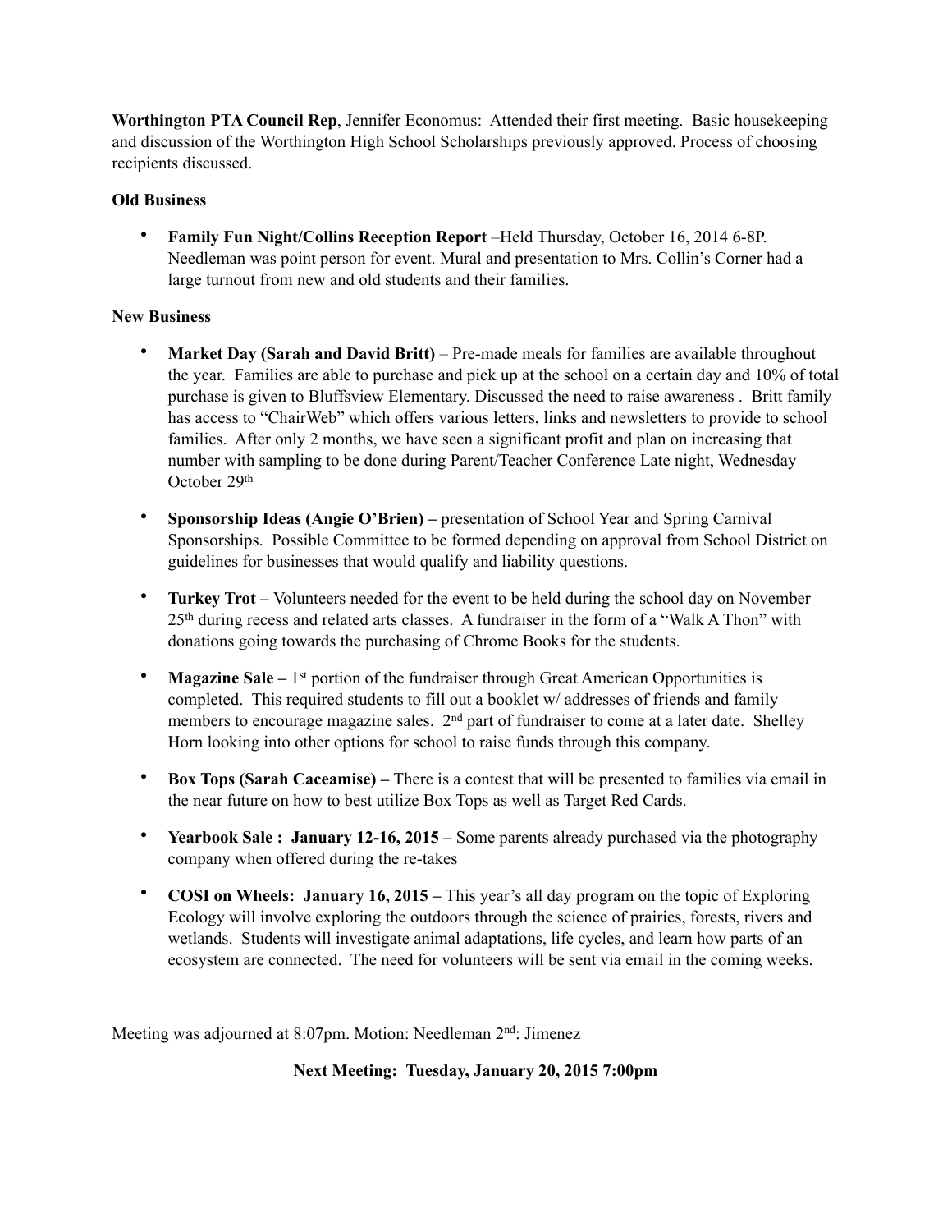**Worthington PTA Council Rep**, Jennifer Economus: Attended their first meeting. Basic housekeeping and discussion of the Worthington High School Scholarships previously approved. Process of choosing recipients discussed.

**Old Business**

- **Family Fun Night/Collins Reception Report** –Held Thursday, October 16, 2014 6-8P. Needleman was point person for event. Mural and presentation to Mrs. Collin's Corner had a large turnout from new and old students and their families.

**New Business**

- **Market Day (Sarah and David Britt)** – Pre-made meals for families are available throughout the year. Families are able to purchase and pick up at the school on a certain day and 10% of total purchase is given to Bluffsview Elementary. Discussed the need to raise awareness . Britt family has access to "ChairWeb" which offers various letters, links and newsletters to provide to school families. After only 2 months, we have seen a significant profit and plan on increasing that number with sampling to be done during Parent/Teacher Conference Late night, Wednesday October 29th

- **Sponsorship Ideas (Angie O'Brien) –** presentation of School Year and Spring Carnival Sponsorships. Possible Committee to be formed depending on approval from School District on guidelines for businesses that would qualify and liability questions.

- **Turkey Trot –** Volunteers needed for the event to be held during the school day on November 25th during recess and related arts classes. A fundraiser in the form of a "Walk A Thon" with donations going towards the purchasing of Chrome Books for the students.

- **Magazine Sale –** 1st portion of the fundraiser through Great American Opportunities is completed. This required students to fill out a booklet w/ addresses of friends and family members to encourage magazine sales. 2nd part of fundraiser to come at a later date. Shelley Horn looking into other options for school to raise funds through this company.

- **Box Tops (Sarah Caceamise) –** There is a contest that will be presented to families via email in the near future on how to best utilize Box Tops as well as Target Red Cards.

- **Yearbook Sale : January 12-16, 2015 –** Some parents already purchased via the photography company when offered during the re-takes

- **COSI on Wheels: January 16, 2015 –** This year's all day program on the topic of Exploring Ecology will involve exploring the outdoors through the science of prairies, forests, rivers and wetlands. Students will investigate animal adaptations, life cycles, and learn how parts of an ecosystem are connected. The need for volunteers will be sent via email in the coming weeks.

Meeting was adjourned at 8:07pm. Motion: Needleman 2nd: Jimenez

**Next Meeting: Tuesday, January 20, 2015 7:00pm**